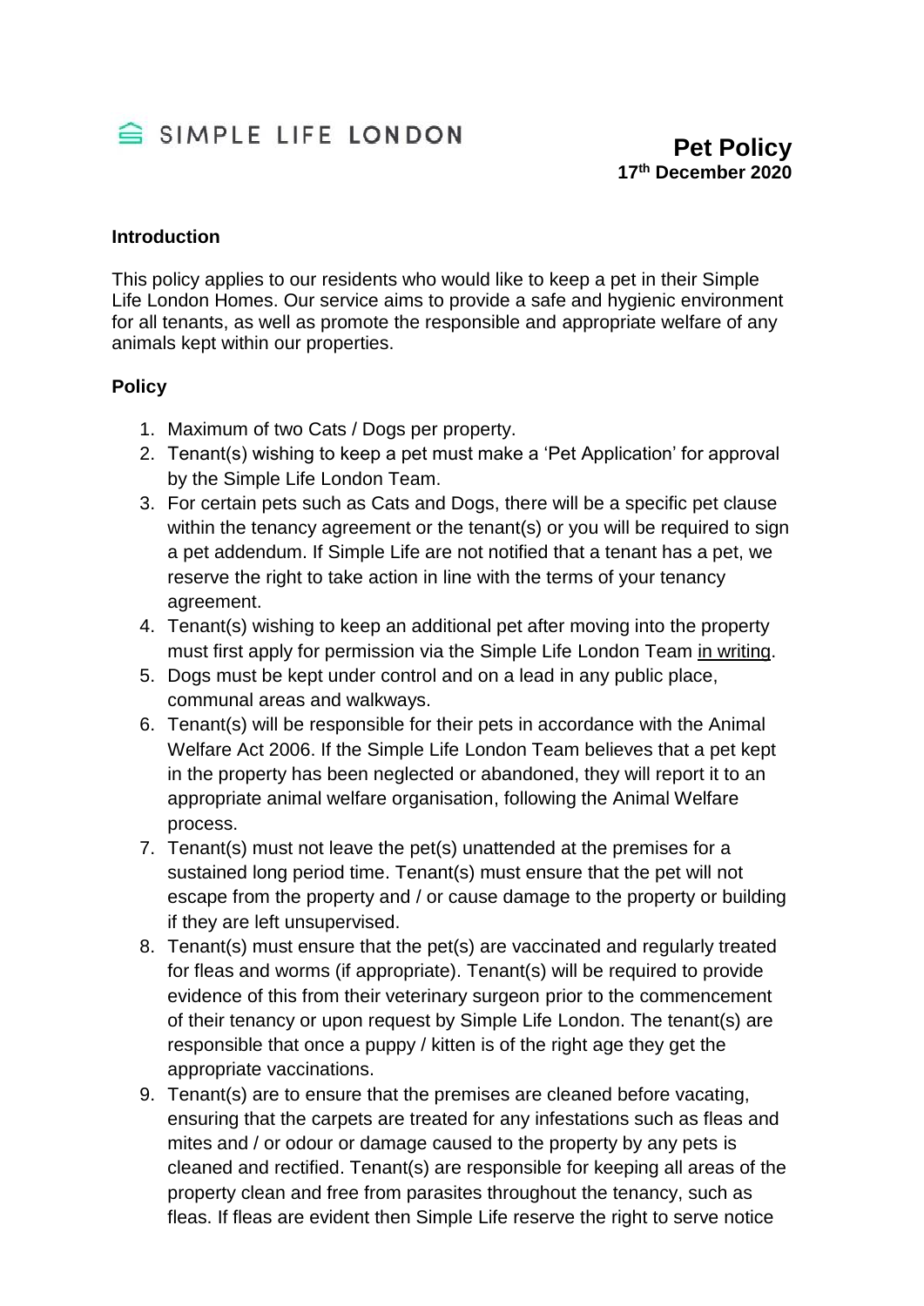SIMPLE LIFE LONDON

# Pet Policy
**17th December 2020**

## Introduction

This policy applies to our residents who would like to keep a pet in their Simple Life London Homes. Our service aims to provide a safe and hygienic environment for all tenants, as well as promote the responsible and appropriate welfare of any animals kept within our properties.

## Policy

1. Maximum of two Cats / Dogs per property.
2. Tenant(s) wishing to keep a pet must make a 'Pet Application' for approval by the Simple Life London Team.
3. For certain pets such as Cats and Dogs, there will be a specific pet clause within the tenancy agreement or the tenant(s) or you will be required to sign a pet addendum. If Simple Life are not notified that a tenant has a pet, we reserve the right to take action in line with the terms of your tenancy agreement.
4. Tenant(s) wishing to keep an additional pet after moving into the property must first apply for permission via the Simple Life London Team <u>in writing</u>.
5. Dogs must be kept under control and on a lead in any public place, communal areas and walkways.
6. Tenant(s) will be responsible for their pets in accordance with the Animal Welfare Act 2006. If the Simple Life London Team believes that a pet kept in the property has been neglected or abandoned, they will report it to an appropriate animal welfare organisation, following the Animal Welfare process.
7. Tenant(s) must not leave the pet(s) unattended at the premises for a sustained long period time. Tenant(s) must ensure that the pet will not escape from the property and / or cause damage to the property or building if they are left unsupervised.
8. Tenant(s) must ensure that the pet(s) are vaccinated and regularly treated for fleas and worms (if appropriate). Tenant(s) will be required to provide evidence of this from their veterinary surgeon prior to the commencement of their tenancy or upon request by Simple Life London. The tenant(s) are responsible that once a puppy / kitten is of the right age they get the appropriate vaccinations.
9. Tenant(s) are to ensure that the premises are cleaned before vacating, ensuring that the carpets are treated for any infestations such as fleas and mites and / or odour or damage caused to the property by any pets is cleaned and rectified. Tenant(s) are responsible for keeping all areas of the property clean and free from parasites throughout the tenancy, such as fleas. If fleas are evident then Simple Life reserve the right to serve notice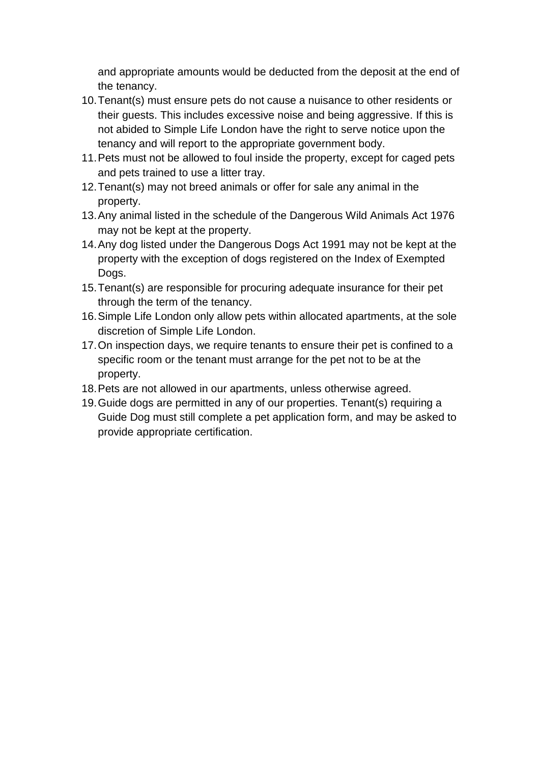and appropriate amounts would be deducted from the deposit at the end of the tenancy.

10. Tenant(s) must ensure pets do not cause a nuisance to other residents or their guests. This includes excessive noise and being aggressive. If this is not abided to Simple Life London have the right to serve notice upon the tenancy and will report to the appropriate government body.
11. Pets must not be allowed to foul inside the property, except for caged pets and pets trained to use a litter tray.
12. Tenant(s) may not breed animals or offer for sale any animal in the property.
13. Any animal listed in the schedule of the Dangerous Wild Animals Act 1976 may not be kept at the property.
14. Any dog listed under the Dangerous Dogs Act 1991 may not be kept at the property with the exception of dogs registered on the Index of Exempted Dogs.
15. Tenant(s) are responsible for procuring adequate insurance for their pet through the term of the tenancy.
16. Simple Life London only allow pets within allocated apartments, at the sole discretion of Simple Life London.
17. On inspection days, we require tenants to ensure their pet is confined to a specific room or the tenant must arrange for the pet not to be at the property.
18. Pets are not allowed in our apartments, unless otherwise agreed.
19. Guide dogs are permitted in any of our properties. Tenant(s) requiring a Guide Dog must still complete a pet application form, and may be asked to provide appropriate certification.